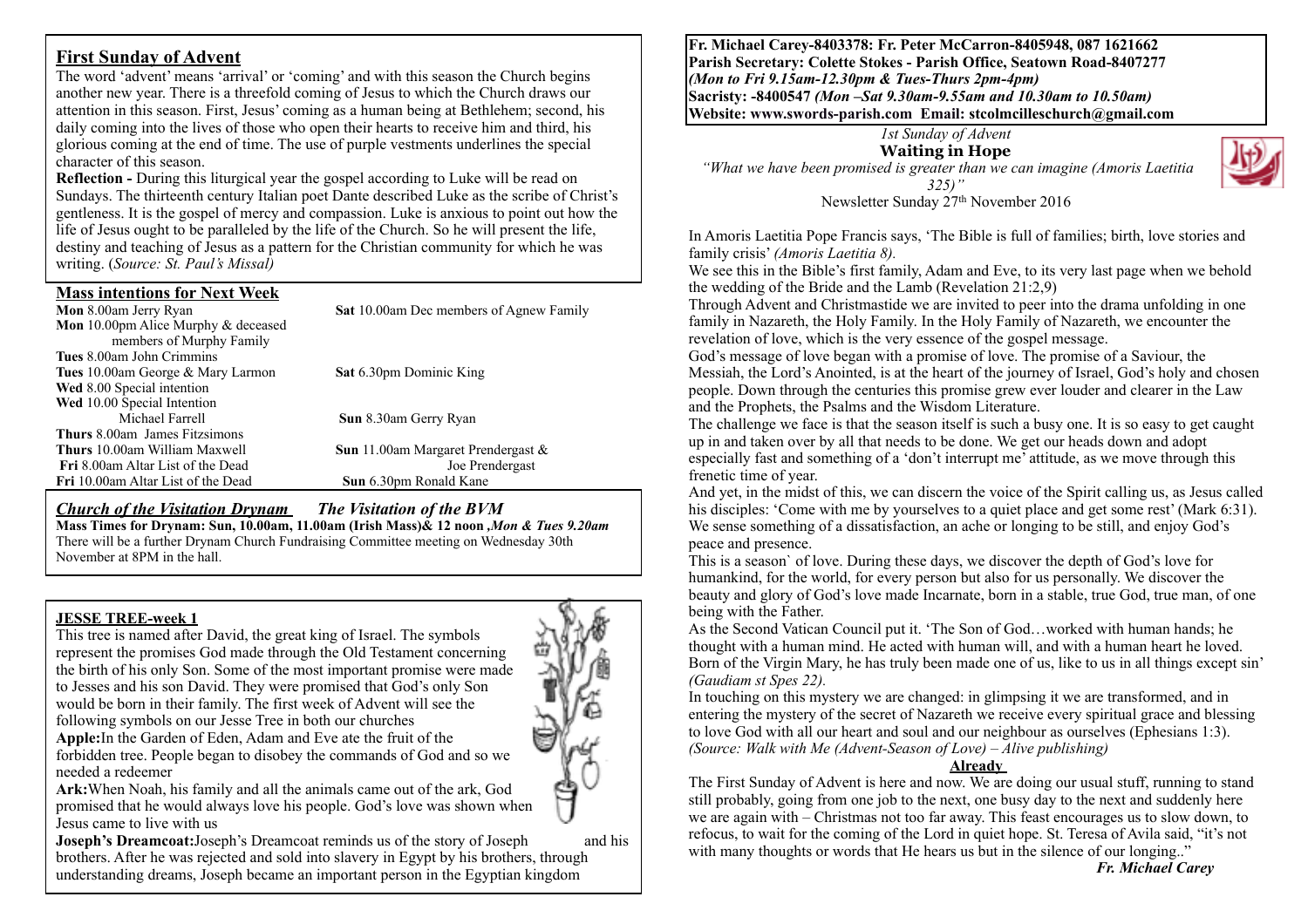## First Sunday of Advent

The word 'advent' means 'arrival' or 'coming' and with this season the Church begins another new year. There is a threefold coming of Jesus to which the Church draws our attention in this season. First, Jesus' coming as a human being at Bethlehem; second, his daily coming into the lives of those who open their hearts to receive him and third, his glorious coming at the end of time. The use of purple vestments underlines the special character of this season.

**Reflection -** During this liturgical year the gospel according to Luke will be read on Sundays. The thirteenth century Italian poet Dante described Luke as the scribe of Christ's gentleness. It is the gospel of mercy and compassion. Luke is anxious to point out how the life of Jesus ought to be paralleled by the life of the Church. So he will present the life, destiny and teaching of Jesus as a pattern for the Christian community for which he was writing. (*Source: St. Paul's Missal)*

## Mass intentions for Next Week

**Mon** 8.00am Jerry Ryan
**Mon** 10.00pm Alice Murphy & deceased members of Murphy Family
**Tues** 8.00am John Crimmins
**Tues** 10.00am George & Mary Larmon
**Wed** 8.00 Special intention
**Wed** 10.00 Special Intention Michael Farrell
**Thurs** 8.00am James Fitzsimons
**Thurs** 10.00am William Maxwell
**Fri** 8.00am Altar List of the Dead
**Fri** 10.00am Altar List of the Dead
**Sat** 10.00am Dec members of Agnew Family
**Sat** 6.30pm Dominic King
**Sun** 8.30am Gerry Ryan
**Sun** 11.00am Margaret Prendergast & Joe Prendergast
**Sun** 6.30pm Ronald Kane

## *Church of the Visitation Drynam* *The Visitation of the BVM*

**Mass Times for Drynam: Sun, 10.00am, 11.00am (Irish Mass)& 12 noon ,*Mon & Tues 9.20am***

There will be a further Drynam Church Fundraising Committee meeting on Wednesday 30th November at 8PM in the hall.

## JESSE TREE-week 1

This tree is named after David, the great king of Israel. The symbols represent the promises God made through the Old Testament concerning the birth of his only Son. Some of the most important promise were made to Jesses and his son David. They were promised that God's only Son would be born in their family. The first week of Advent will see the following symbols on our Jesse Tree in both our churches

**Apple:**In the Garden of Eden, Adam and Eve ate the fruit of the forbidden tree. People began to disobey the commands of God and so we needed a redeemer

**Ark:**When Noah, his family and all the animals came out of the ark, God promised that he would always love his people. God's love was shown when Jesus came to live with us

**Joseph's Dreamcoat:**Joseph's Dreamcoat reminds us of the story of Joseph and his brothers. After he was rejected and sold into slavery in Egypt by his brothers, through understanding dreams, Joseph became an important person in the Egyptian kingdom

**Fr. Michael Carey-8403378: Fr. Peter McCarron-8405948, 087 1621662**
**Parish Secretary: Colette Stokes - Parish Office, Seatown Road-8407277**
***(Mon to Fri 9.15am-12.30pm & Tues-Thurs 2pm-4pm)***
**Sacristy: -8400547 *(Mon –Sat 9.30am-9.55am and 10.30am to 10.50am)***
**Website: www.swords-parish.com Email: stcolmcilleschurch@gmail.com**

*1st Sunday of Advent*

**Waiting in Hope**

*"What we have been promised is greater than we can imagine (Amoris Laetitia 325)"*

Newsletter Sunday 27th November 2016

In Amoris Laetitia Pope Francis says, 'The Bible is full of families; birth, love stories and family crisis' *(Amoris Laetitia 8).*

We see this in the Bible's first family, Adam and Eve, to its very last page when we behold the wedding of the Bride and the Lamb (Revelation 21:2,9)

Through Advent and Christmastide we are invited to peer into the drama unfolding in one family in Nazareth, the Holy Family. In the Holy Family of Nazareth, we encounter the revelation of love, which is the very essence of the gospel message.

God's message of love began with a promise of love. The promise of a Saviour, the Messiah, the Lord's Anointed, is at the heart of the journey of Israel, God's holy and chosen people. Down through the centuries this promise grew ever louder and clearer in the Law and the Prophets, the Psalms and the Wisdom Literature.

The challenge we face is that the season itself is such a busy one. It is so easy to get caught up in and taken over by all that needs to be done. We get our heads down and adopt especially fast and something of a 'don't interrupt me' attitude, as we move through this frenetic time of year.

And yet, in the midst of this, we can discern the voice of the Spirit calling us, as Jesus called his disciples: 'Come with me by yourselves to a quiet place and get some rest' (Mark 6:31). We sense something of a dissatisfaction, an ache or longing to be still, and enjoy God's peace and presence.

This is a season` of love. During these days, we discover the depth of God's love for humankind, for the world, for every person but also for us personally. We discover the beauty and glory of God's love made Incarnate, born in a stable, true God, true man, of one being with the Father.

As the Second Vatican Council put it. 'The Son of God…worked with human hands; he thought with a human mind. He acted with human will, and with a human heart he loved. Born of the Virgin Mary, he has truly been made one of us, like to us in all things except sin' *(Gaudiam st Spes 22).*

In touching on this mystery we are changed: in glimpsing it we are transformed, and in entering the mystery of the secret of Nazareth we receive every spiritual grace and blessing to love God with all our heart and soul and our neighbour as ourselves (Ephesians 1:3). *(Source: Walk with Me (Advent-Season of Love) – Alive publishing)*

**Already**

The First Sunday of Advent is here and now. We are doing our usual stuff, running to stand still probably, going from one job to the next, one busy day to the next and suddenly here we are again with – Christmas not too far away. This feast encourages us to slow down, to refocus, to wait for the coming of the Lord in quiet hope. St. Teresa of Avila said, "it's not with many thoughts or words that He hears us but in the silence of our longing.."

***Fr. Michael Carey***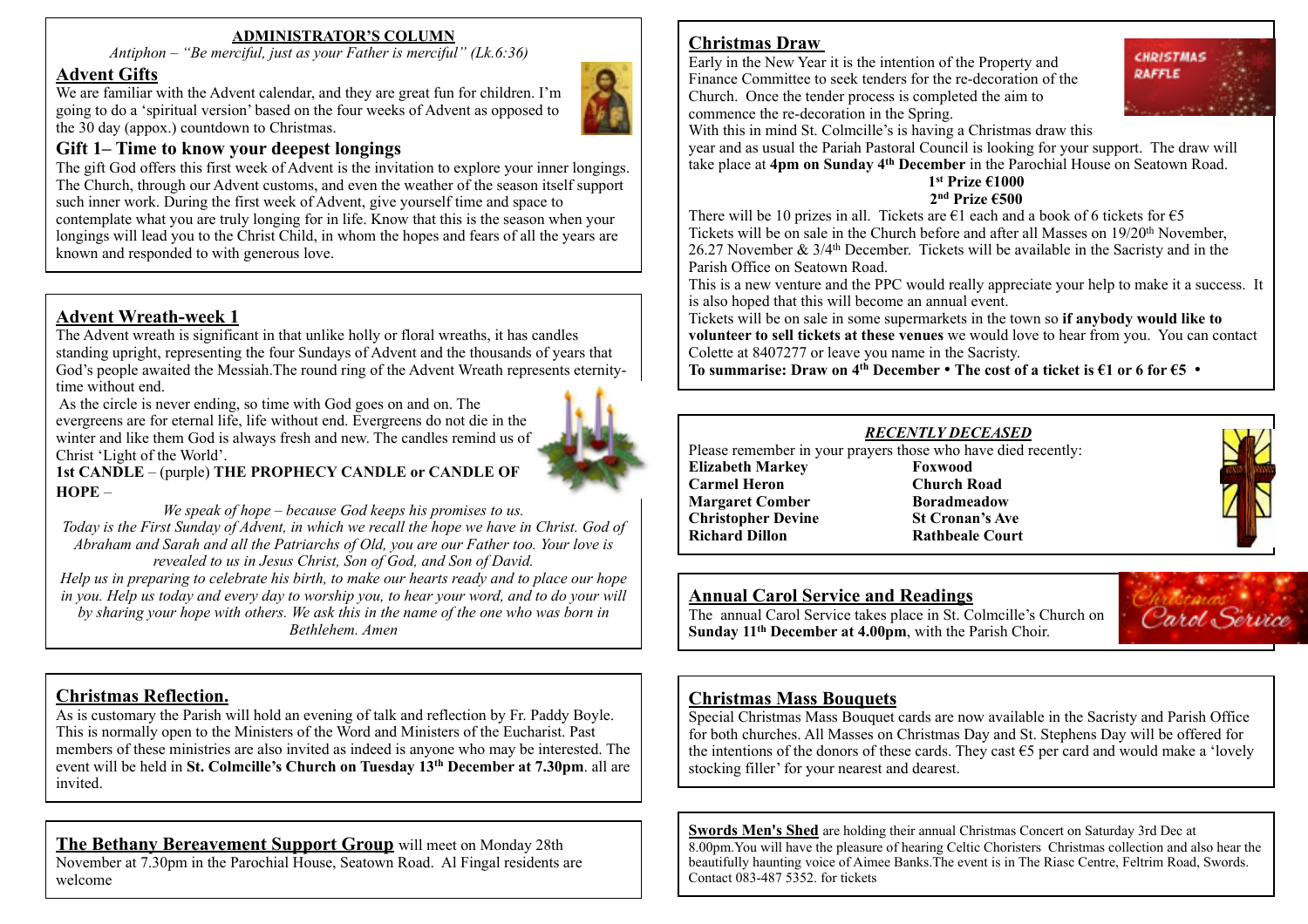## ADMINISTRATOR'S COLUMN

*Antiphon – "Be merciful, just as your Father is merciful" (Lk.6:36)*

### Advent Gifts

We are familiar with the Advent calendar, and they are great fun for children. I'm going to do a 'spiritual version' based on the four weeks of Advent as opposed to the 30 day (appox.) countdown to Christmas.

### Gift 1– Time to know your deepest longings

The gift God offers this first week of Advent is the invitation to explore your inner longings. The Church, through our Advent customs, and even the weather of the season itself support such inner work. During the first week of Advent, give yourself time and space to contemplate what you are truly longing for in life. Know that this is the season when your longings will lead you to the Christ Child, in whom the hopes and fears of all the years are known and responded to with generous love.

### Advent Wreath-week 1

The Advent wreath is significant in that unlike holly or floral wreaths, it has candles standing upright, representing the four Sundays of Advent and the thousands of years that God's people awaited the Messiah.The round ring of the Advent Wreath represents eternity-time without end.

As the circle is never ending, so time with God goes on and on. The evergreens are for eternal life, life without end. Evergreens do not die in the winter and like them God is always fresh and new. The candles remind us of Christ 'Light of the World'.

**1st CANDLE** – (purple) **THE PROPHECY CANDLE or CANDLE OF HOPE** –

*We speak of hope – because God keeps his promises to us.*
*Today is the First Sunday of Advent, in which we recall the hope we have in Christ. God of Abraham and Sarah and all the Patriarchs of Old, you are our Father too. Your love is revealed to us in Jesus Christ, Son of God, and Son of David.*
*Help us in preparing to celebrate his birth, to make our hearts ready and to place our hope in you. Help us today and every day to worship you, to hear your word, and to do your will by sharing your hope with others. We ask this in the name of the one who was born in Bethlehem. Amen*

### Christmas Reflection.

As is customary the Parish will hold an evening of talk and reflection by Fr. Paddy Boyle. This is normally open to the Ministers of the Word and Ministers of the Eucharist. Past members of these ministries are also invited as indeed is anyone who may be interested. The event will be held in **St. Colmcille's Church on Tuesday 13th December at 7.30pm**. all are invited.

**The Bethany Bereavement Support Group** will meet on Monday 28th November at 7.30pm in the Parochial House, Seatown Road. Al Fingal residents are welcome

### Christmas Draw

Early in the New Year it is the intention of the Property and Finance Committee to seek tenders for the re-decoration of the Church. Once the tender process is completed the aim to commence the re-decoration in the Spring.

With this in mind St. Colmcille's is having a Christmas draw this year and as usual the Pariah Pastoral Council is looking for your support. The draw will take place at **4pm on Sunday 4th December** in the Parochial House on Seatown Road.

**1st Prize €1000**
**2nd Prize €500**

There will be 10 prizes in all. Tickets are €1 each and a book of 6 tickets for €5

Tickets will be on sale in the Church before and after all Masses on 19/20th November, 26.27 November & 3/4th December. Tickets will be available in the Sacristy and in the Parish Office on Seatown Road.

This is a new venture and the PPC would really appreciate your help to make it a success. It is also hoped that this will become an annual event.

Tickets will be on sale in some supermarkets in the town so **if anybody would like to volunteer to sell tickets at these venues** we would love to hear from you. You can contact Colette at 8407277 or leave you name in the Sacristy.

**To summarise: Draw on 4th December • The cost of a ticket is €1 or 6 for €5 •**

### *RECENTLY DECEASED*

Please remember in your prayers those who have died recently:

| | |
|---|---|
| **Elizabeth Markey** | **Foxwood** |
| **Carmel Heron** | **Church Road** |
| **Margaret Comber** | **Boradmeadow** |
| **Christopher Devine** | **St Cronan's Ave** |
| **Richard Dillon** | **Rathbeale Court** |

### Annual Carol Service and Readings

The annual Carol Service takes place in St. Colmcille's Church on **Sunday 11th December at 4.00pm**, with the Parish Choir.

### Christmas Mass Bouquets

Special Christmas Mass Bouquet cards are now available in the Sacristy and Parish Office for both churches. All Masses on Christmas Day and St. Stephens Day will be offered for the intentions of the donors of these cards. They cast €5 per card and would make a 'lovely stocking filler' for your nearest and dearest.

**Swords Men's Shed** are holding their annual Christmas Concert on Saturday 3rd Dec at 8.00pm.You will have the pleasure of hearing Celtic Choristers Christmas collection and also hear the beautifully haunting voice of Aimee Banks.The event is in The Riasc Centre, Feltrim Road, Swords. Contact 083-487 5352. for tickets